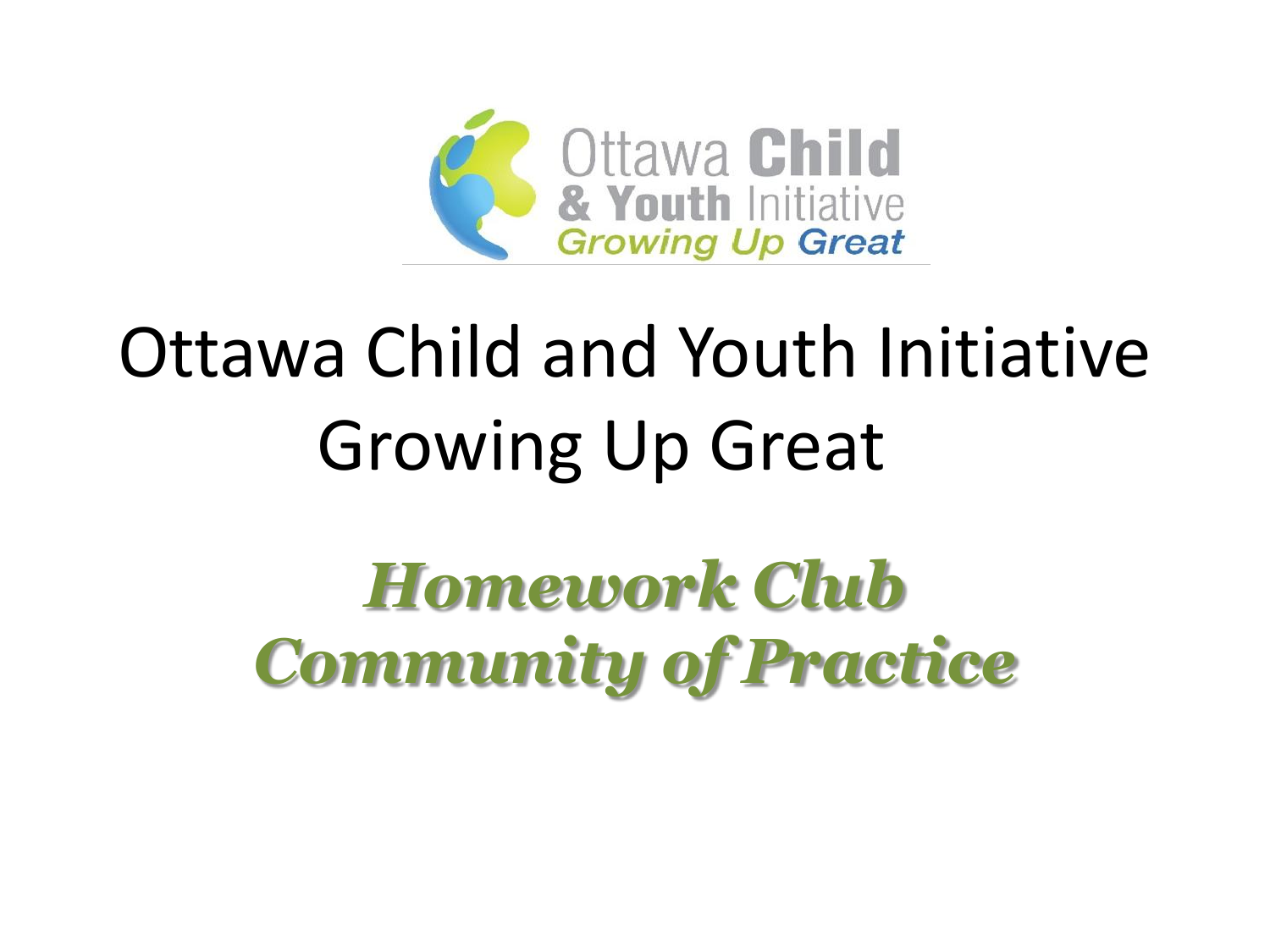Ottawa Child & Youth Initiative
Growing Up Great

# Ottawa Child and Youth Initiative Growing Up Great

## ***Homework Club Community of Practice***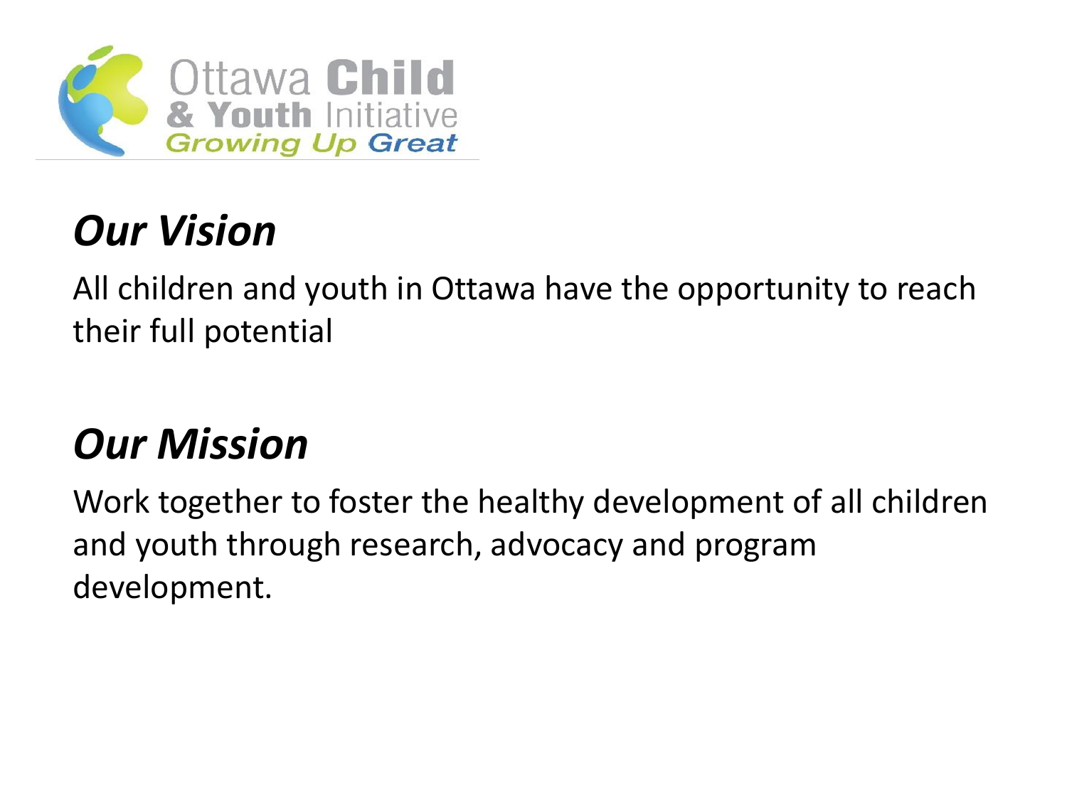Ottawa **Child** **& Youth** Initiative
*Growing Up Great*

## *Our Vision*

All children and youth in Ottawa have the opportunity to reach their full potential

## *Our Mission*

Work together to foster the healthy development of all children and youth through research, advocacy and program development.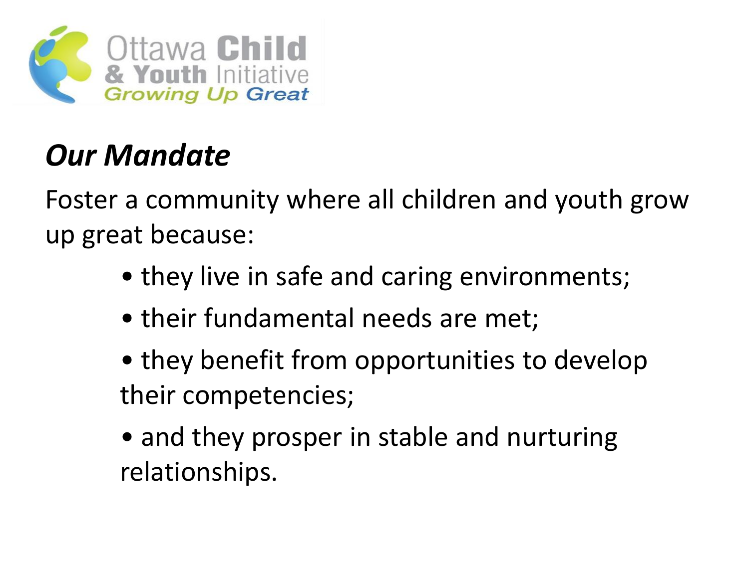Ottawa Child & Youth Initiative
Growing Up Great

## *Our Mandate*

Foster a community where all children and youth grow up great because:

- they live in safe and caring environments;
- their fundamental needs are met;
- they benefit from opportunities to develop their competencies;
- and they prosper in stable and nurturing relationships.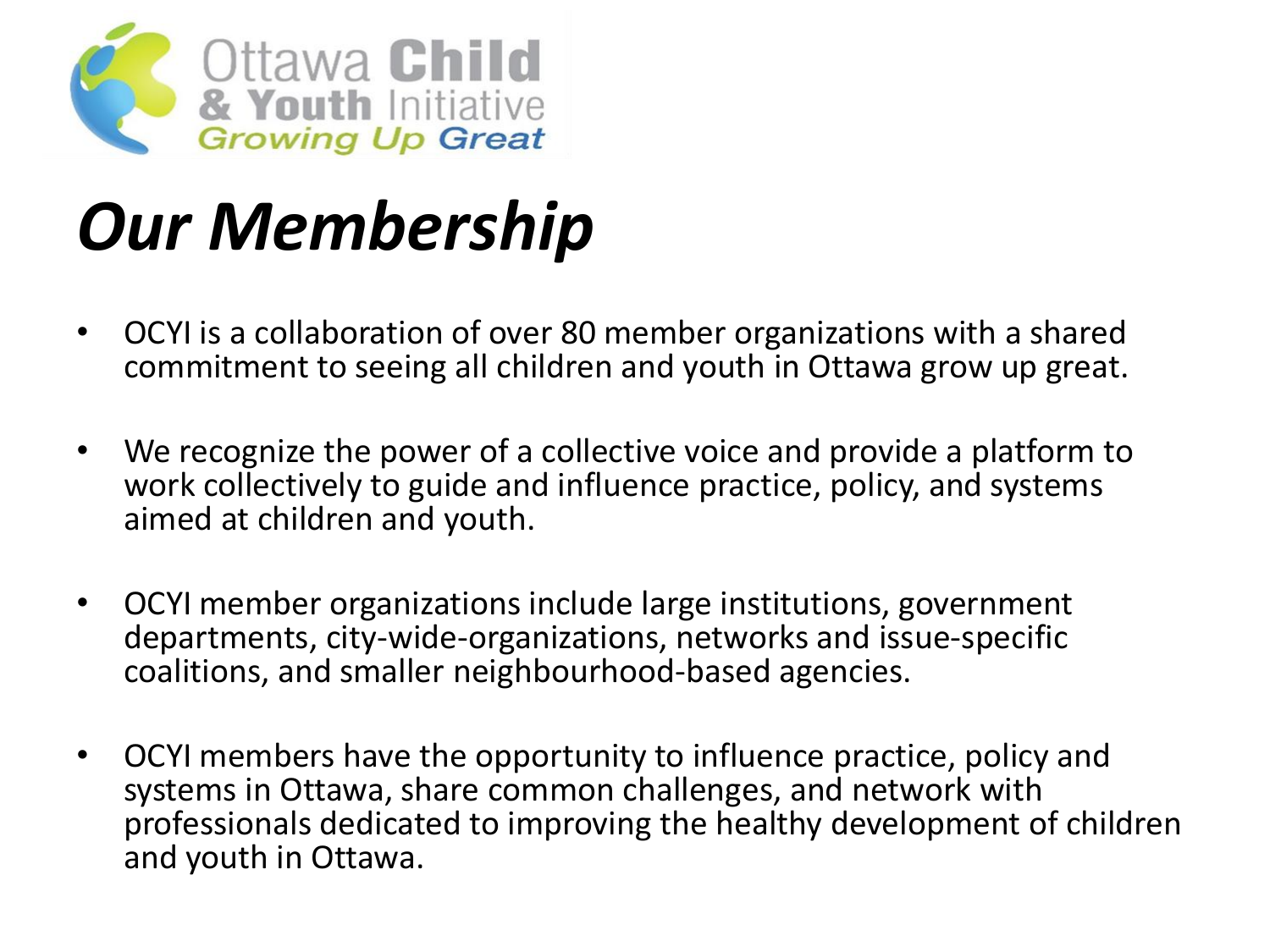Ottawa **Child** **& Youth** Initiative
*Growing Up Great*

# ***Our Membership***

- OCYI is a collaboration of over 80 member organizations with a shared commitment to seeing all children and youth in Ottawa grow up great.
- We recognize the power of a collective voice and provide a platform to work collectively to guide and influence practice, policy, and systems aimed at children and youth.
- OCYI member organizations include large institutions, government departments, city-wide-organizations, networks and issue-specific coalitions, and smaller neighbourhood-based agencies.
- OCYI members have the opportunity to influence practice, policy and systems in Ottawa, share common challenges, and network with professionals dedicated to improving the healthy development of children and youth in Ottawa.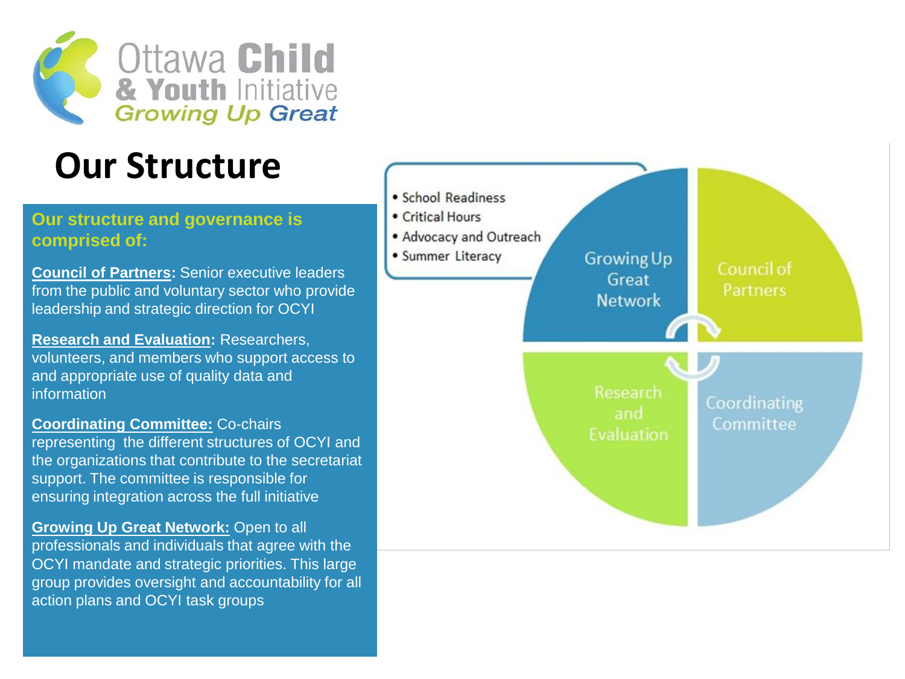Ottawa Child & Youth Initiative
*Growing Up Great*

# Our Structure

**Our structure and governance is comprised of:**

**Council of Partners:** Senior executive leaders from the public and voluntary sector who provide leadership and strategic direction for OCYI

**Research and Evaluation:** Researchers, volunteers, and members who support access to and appropriate use of quality data and information

**Coordinating Committee:** Co-chairs representing the different structures of OCYI and the organizations that contribute to the secretariat support. The committee is responsible for ensuring integration across the full initiative

**Growing Up Great Network:** Open to all professionals and individuals that agree with the OCYI mandate and strategic priorities. This large group provides oversight and accountability for all action plans and OCYI task groups

- School Readiness
- Critical Hours
- Advocacy and Outreach
- Summer Literacy

Growing Up Great Network

Council of Partners

Research and Evaluation

Coordinating Committee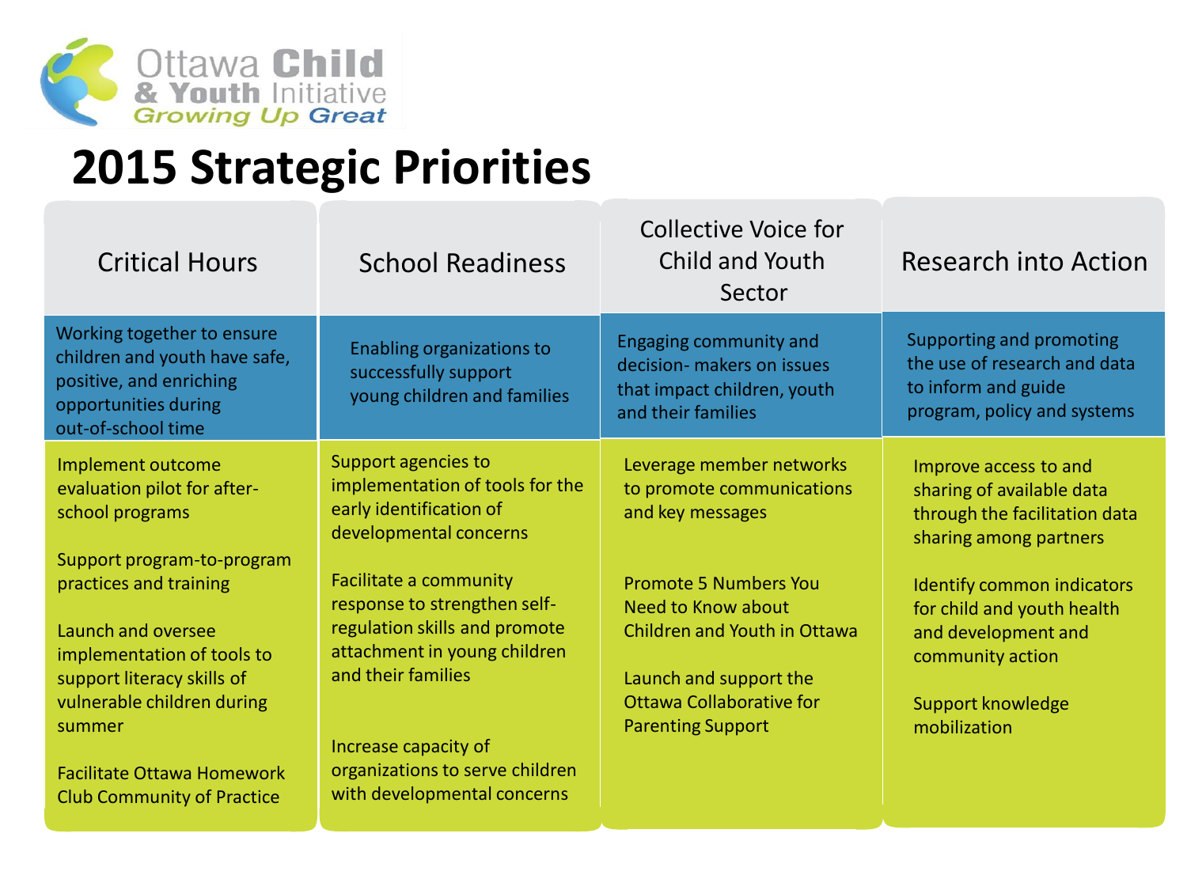Ottawa **Child** & **Youth** Initiative
*Growing Up Great*

# 2015 Strategic Priorities

| Critical Hours | School Readiness | Collective Voice for Child and Youth Sector | Research into Action |
|---|---|---|---|
| Working together to ensure children and youth have safe, positive, and enriching opportunities during out-of-school time | Enabling organizations to successfully support young children and families | Engaging community and decision- makers on issues that impact children, youth and their families | Supporting and promoting the use of research and data to inform and guide program, policy and systems |
| Implement outcome evaluation pilot for after-school programs<br><br>Support program-to-program practices and training<br><br>Launch and oversee implementation of tools to support literacy skills of vulnerable children during summer<br><br>Facilitate Ottawa Homework Club Community of Practice | Support agencies to implementation of tools for the early identification of developmental concerns<br><br>Facilitate a community response to strengthen self-regulation skills and promote attachment in young children and their families<br><br>Increase capacity of organizations to serve children with developmental concerns | Leverage member networks to promote communications and key messages<br><br>Promote 5 Numbers You Need to Know about Children and Youth in Ottawa<br><br>Launch and support the Ottawa Collaborative for Parenting Support | Improve access to and sharing of available data through the facilitation data sharing among partners<br><br>Identify common indicators for child and youth health and development and community action<br><br>Support knowledge mobilization |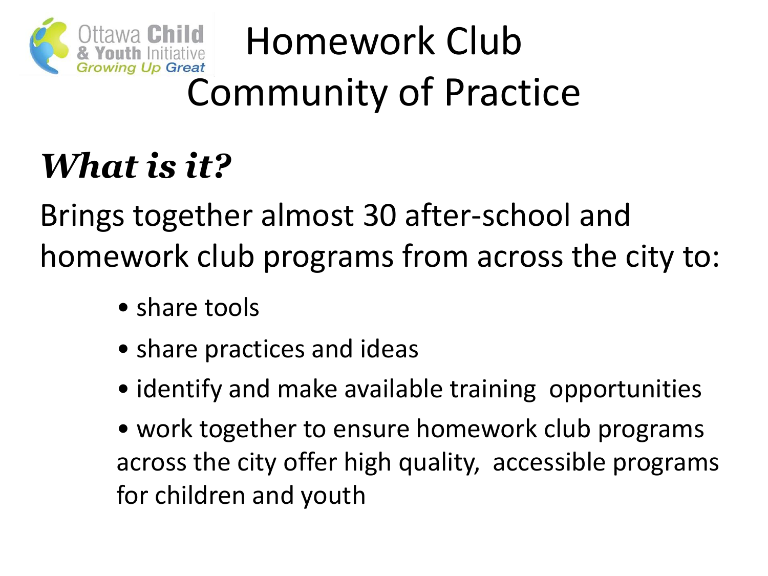# Homework Club Community of Practice

## *What is it?*

Brings together almost 30 after-school and homework club programs from across the city to:

- share tools
- share practices and ideas
- identify and make available training opportunities
- work together to ensure homework club programs across the city offer high quality, accessible programs for children and youth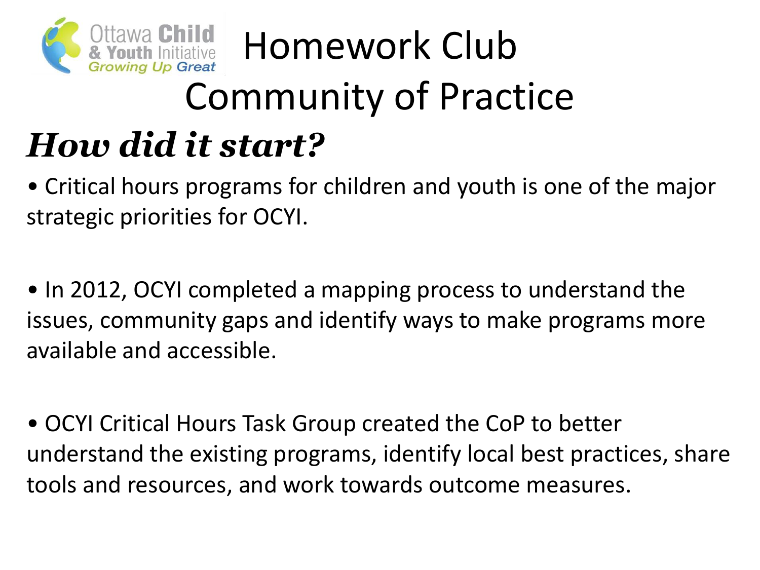Ottawa **Child** & **Youth** Initiative
*Growing Up Great*

# Homework Club Community of Practice

## *How did it start?*

- Critical hours programs for children and youth is one of the major strategic priorities for OCYI.

- In 2012, OCYI completed a mapping process to understand the issues, community gaps and identify ways to make programs more available and accessible.

- OCYI Critical Hours Task Group created the CoP to better understand the existing programs, identify local best practices, share tools and resources, and work towards outcome measures.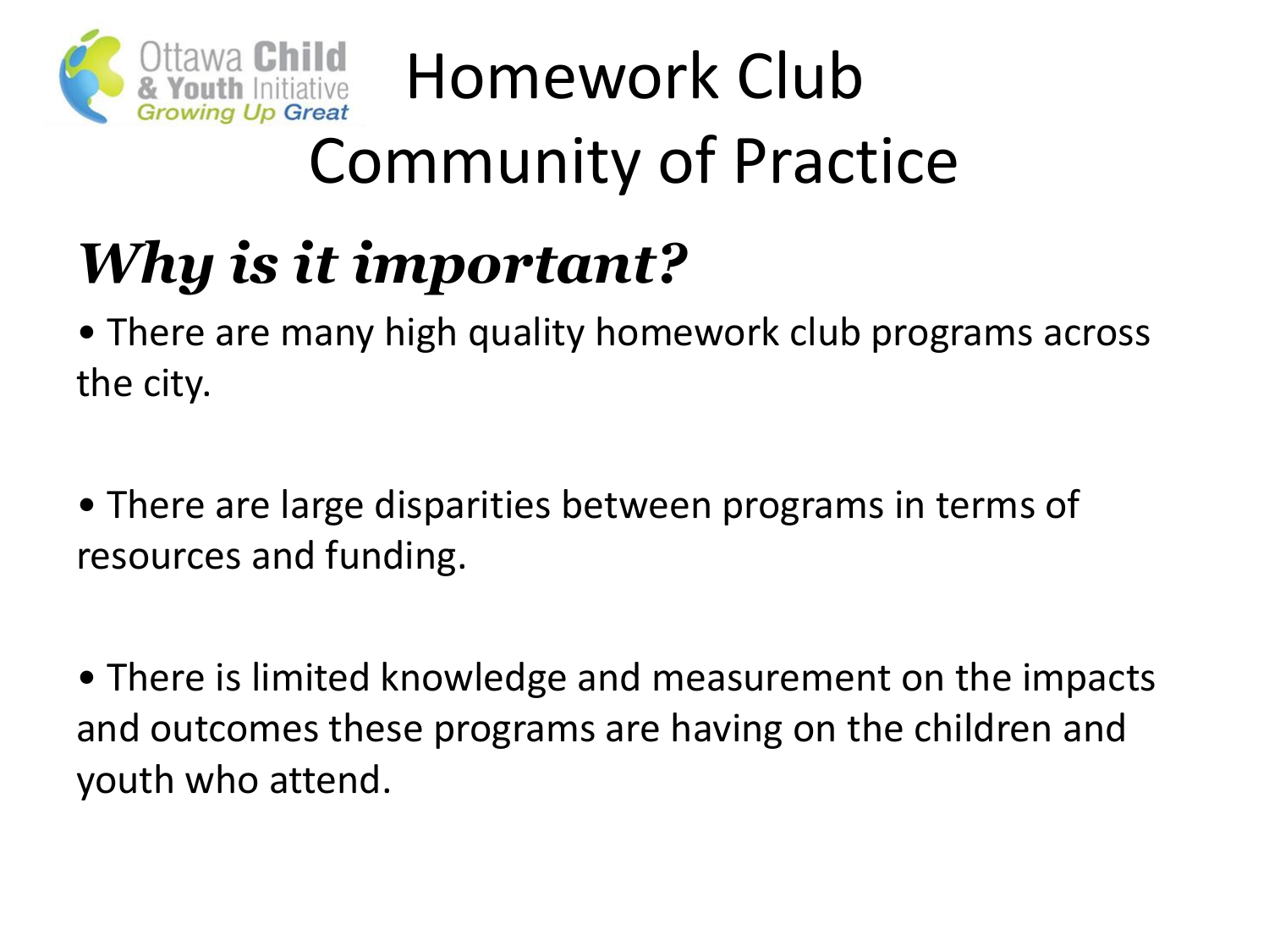# Homework Club Community of Practice

## *Why is it important?*

- There are many high quality homework club programs across the city.
- There are large disparities between programs in terms of resources and funding.
- There is limited knowledge and measurement on the impacts and outcomes these programs are having on the children and youth who attend.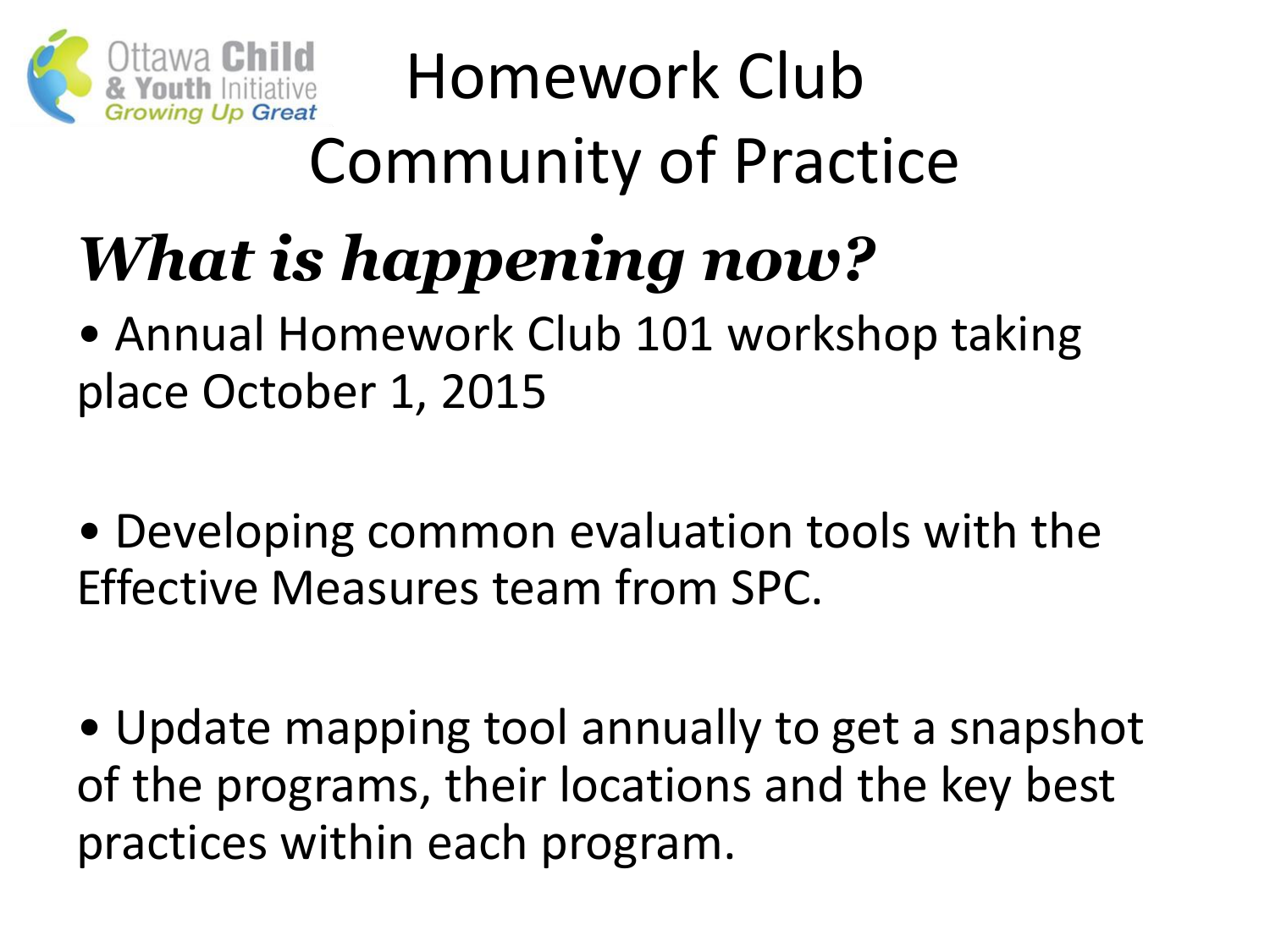Ottawa Child & Youth Initiative
Growing Up Great

# Homework Club Community of Practice

## *What is happening now?*

- Annual Homework Club 101 workshop taking place October 1, 2015

- Developing common evaluation tools with the Effective Measures team from SPC.

- Update mapping tool annually to get a snapshot of the programs, their locations and the key best practices within each program.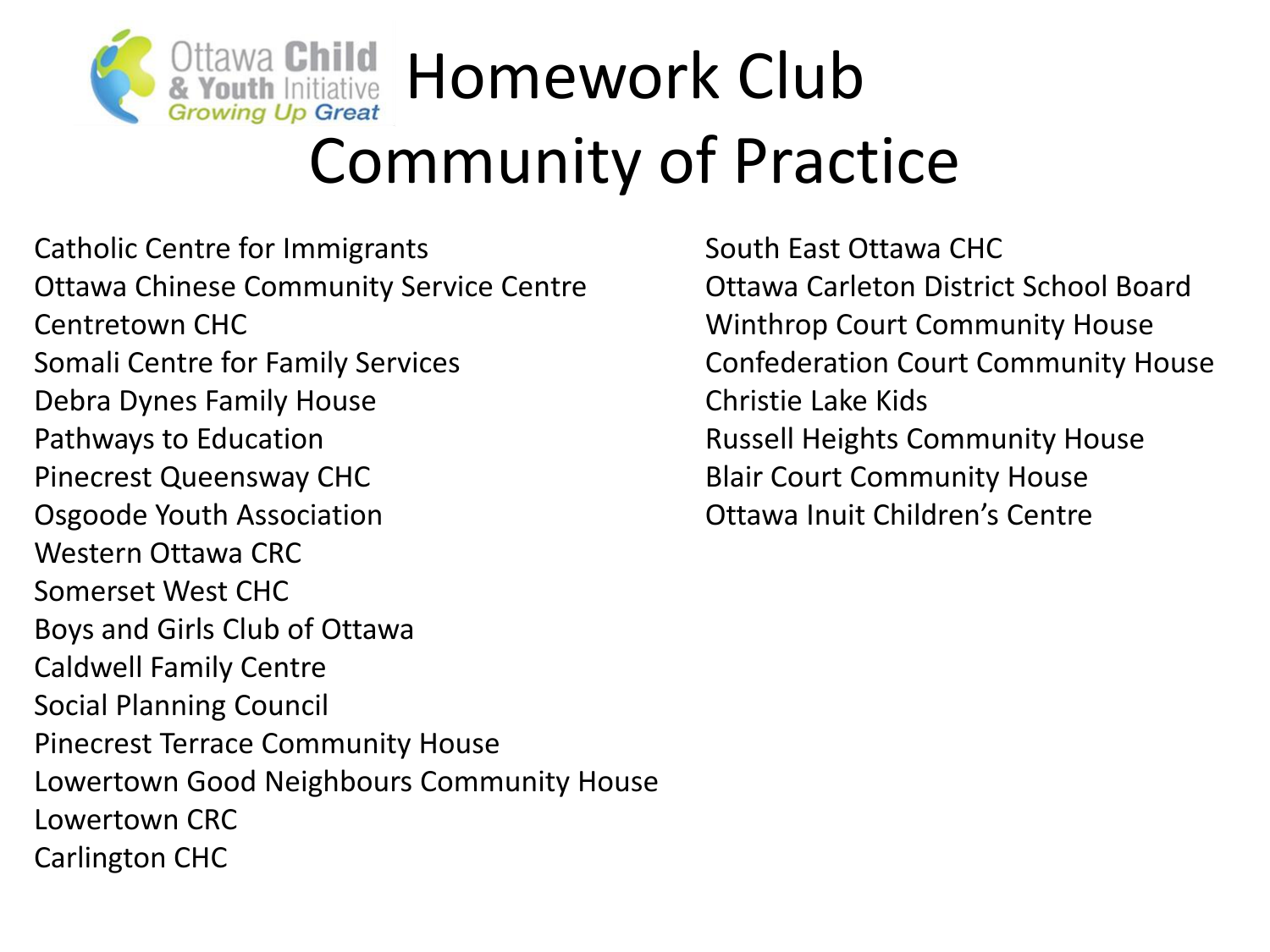Ottawa Child & Youth Initiative Growing Up Great

# Homework Club Community of Practice

Catholic Centre for Immigrants
Ottawa Chinese Community Service Centre
Centretown CHC
Somali Centre for Family Services
Debra Dynes Family House
Pathways to Education
Pinecrest Queensway CHC
Osgoode Youth Association
Western Ottawa CRC
Somerset West CHC
Boys and Girls Club of Ottawa
Caldwell Family Centre
Social Planning Council
Pinecrest Terrace Community House
Lowertown Good Neighbours Community House
Lowertown CRC
Carlington CHC
South East Ottawa CHC
Ottawa Carleton District School Board
Winthrop Court Community House
Confederation Court Community House
Christie Lake Kids
Russell Heights Community House
Blair Court Community House
Ottawa Inuit Children's Centre